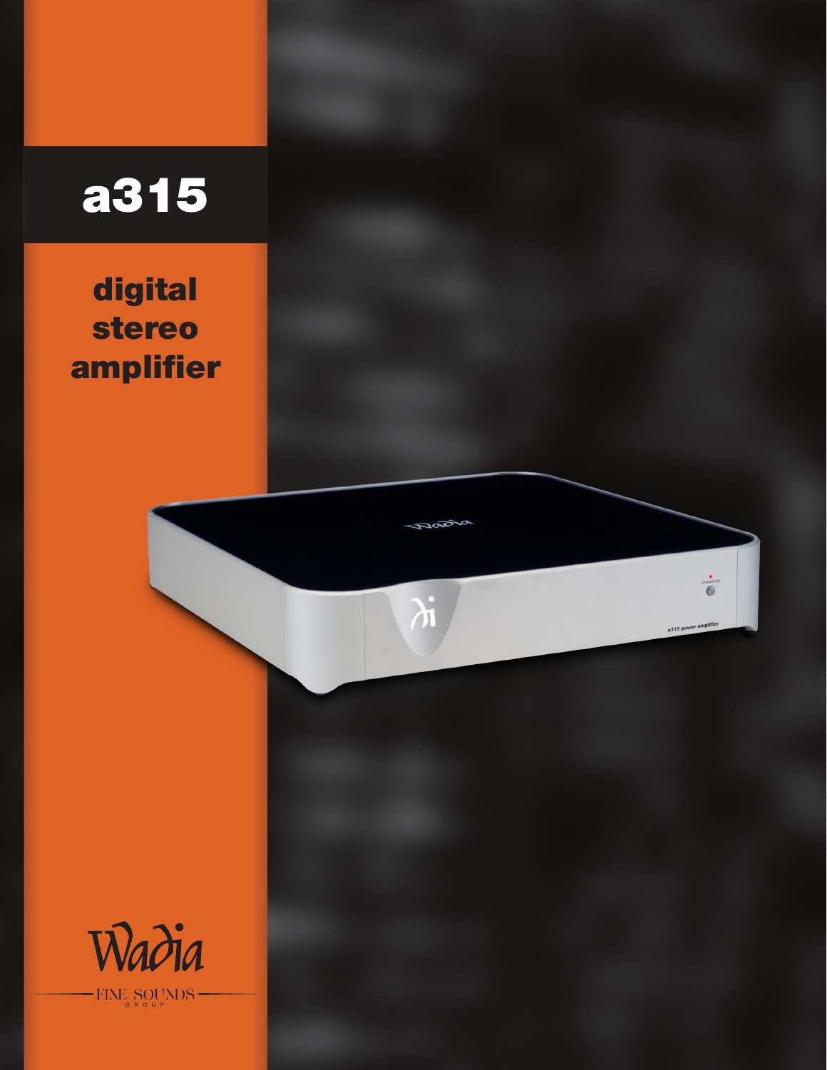# a315

## digital stereo amplifier

Wadia

FINE SOUNDS GROUP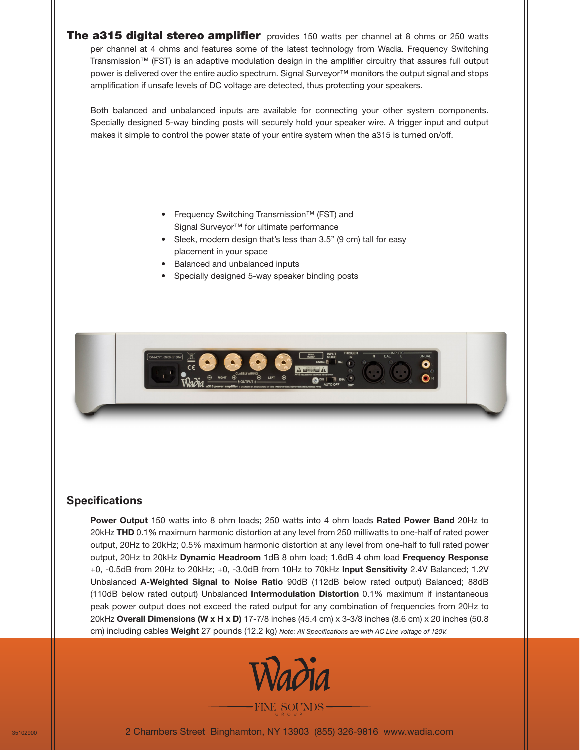**The a315 digital stereo amplifier** provides 150 watts per channel at 8 ohms or 250 watts per channel at 4 ohms and features some of the latest technology from Wadia. Frequency Switching Transmission™ (FST) is an adaptive modulation design in the amplifier circuitry that assures full output power is delivered over the entire audio spectrum. Signal Surveyor™ monitors the output signal and stops amplification if unsafe levels of DC voltage are detected, thus protecting your speakers.

Both balanced and unbalanced inputs are available for connecting your other system components. Specially designed 5-way binding posts will securely hold your speaker wire. A trigger input and output makes it simple to control the power state of your entire system when the a315 is turned on/off.

- Frequency Switching Transmission™ (FST) and Signal Surveyor™ for ultimate performance
- Sleek, modern design that's less than 3.5" (9 cm) tall for easy placement in your space
- Balanced and unbalanced inputs
- Specially designed 5-way speaker binding posts

## Specifications

**Power Output** 150 watts into 8 ohm loads; 250 watts into 4 ohm loads **Rated Power Band** 20Hz to 20kHz **THD** 0.1% maximum harmonic distortion at any level from 250 milliwatts to one-half of rated power output, 20Hz to 20kHz; 0.5% maximum harmonic distortion at any level from one-half to full rated power output, 20Hz to 20kHz **Dynamic Headroom** 1dB 8 ohm load; 1.6dB 4 ohm load **Frequency Response** +0, -0.5dB from 20Hz to 20kHz; +0, -3.0dB from 10Hz to 70kHz **Input Sensitivity** 2.4V Balanced; 1.2V Unbalanced **A-Weighted Signal to Noise Ratio** 90dB (112dB below rated output) Balanced; 88dB (110dB below rated output) Unbalanced **Intermodulation Distortion** 0.1% maximum if instantaneous peak power output does not exceed the rated output for any combination of frequencies from 20Hz to 20kHz **Overall Dimensions (W x H x D)** 17-7/8 inches (45.4 cm) x 3-3/8 inches (8.6 cm) x 20 inches (50.8 cm) including cables **Weight** 27 pounds (12.2 kg) *Note: All Specifications are with AC Line voltage of 120V.*

Wadia

FINE SOUNDS GROUP

35102900

2 Chambers Street Binghamton, NY 13903 (855) 326-9816 www.wadia.com